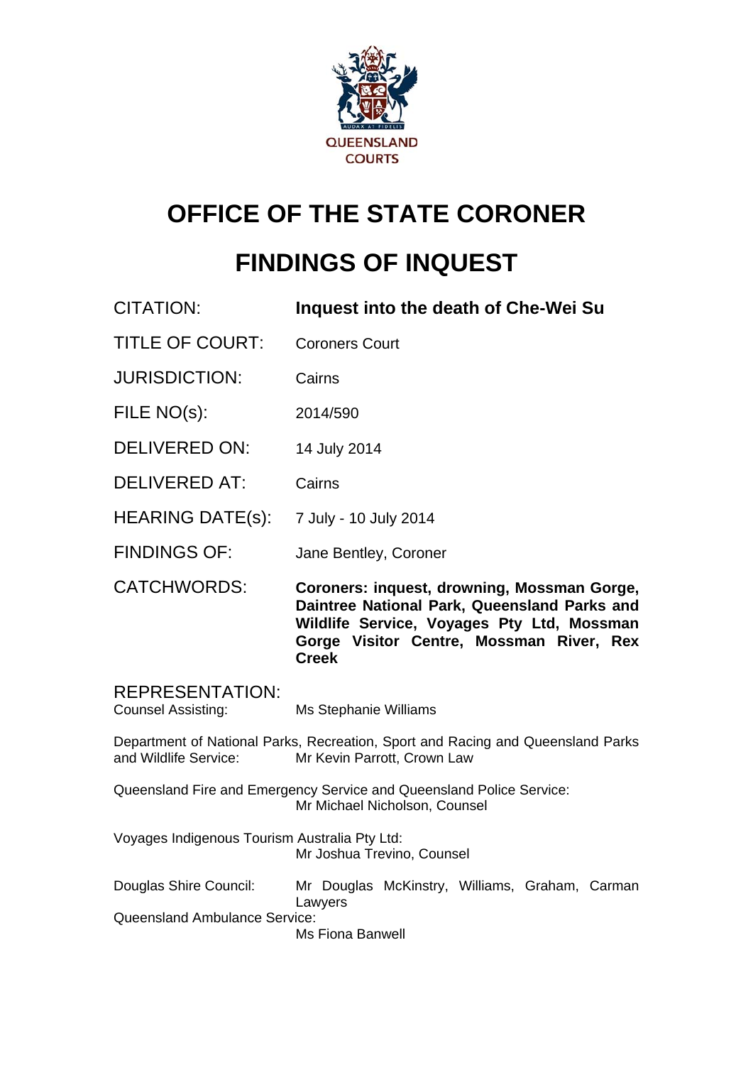QUEENSLAND COURTS

# OFFICE OF THE STATE CORONER

# FINDINGS OF INQUEST

| | |
|---|---|
| CITATION: | **Inquest into the death of Che-Wei Su** |
| TITLE OF COURT: | Coroners Court |
| JURISDICTION: | Cairns |
| FILE NO(s): | 2014/590 |
| DELIVERED ON: | 14 July 2014 |
| DELIVERED AT: | Cairns |
| HEARING DATE(s): | 7 July - 10 July 2014 |
| FINDINGS OF: | Jane Bentley, Coroner |
| CATCHWORDS: | **Coroners: inquest, drowning, Mossman Gorge, Daintree National Park, Queensland Parks and Wildlife Service, Voyages Pty Ltd, Mossman Gorge Visitor Centre, Mossman River, Rex Creek** |

REPRESENTATION:

Counsel Assisting: Ms Stephanie Williams

Department of National Parks, Recreation, Sport and Racing and Queensland Parks and Wildlife Service: Mr Kevin Parrott, Crown Law

Queensland Fire and Emergency Service and Queensland Police Service: Mr Michael Nicholson, Counsel

Voyages Indigenous Tourism Australia Pty Ltd: Mr Joshua Trevino, Counsel

Douglas Shire Council: Mr Douglas McKinstry, Williams, Graham, Carman Lawyers

Queensland Ambulance Service: Ms Fiona Banwell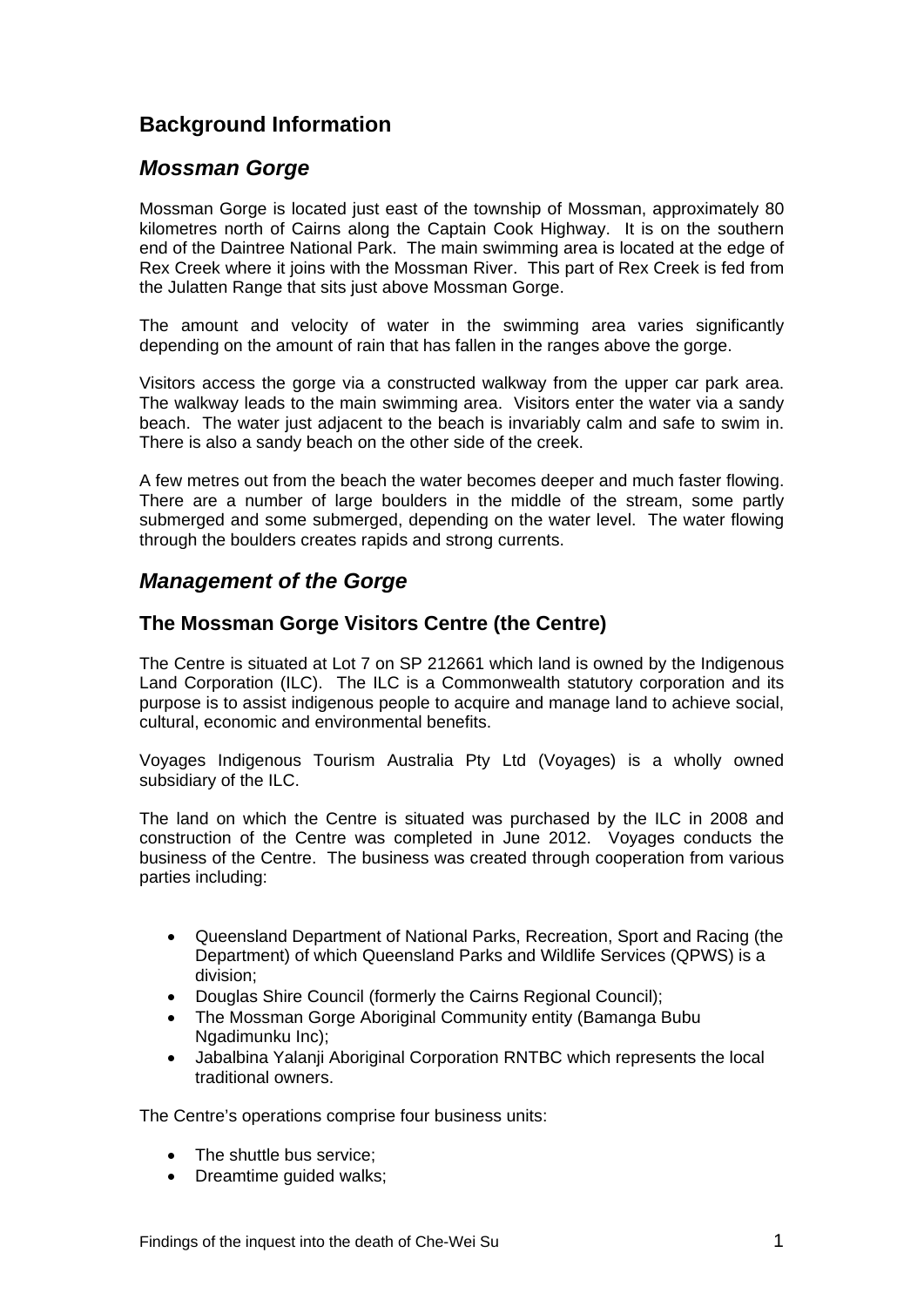## Background Information

### *Mossman Gorge*

Mossman Gorge is located just east of the township of Mossman, approximately 80 kilometres north of Cairns along the Captain Cook Highway. It is on the southern end of the Daintree National Park. The main swimming area is located at the edge of Rex Creek where it joins with the Mossman River. This part of Rex Creek is fed from the Julatten Range that sits just above Mossman Gorge.

The amount and velocity of water in the swimming area varies significantly depending on the amount of rain that has fallen in the ranges above the gorge.

Visitors access the gorge via a constructed walkway from the upper car park area. The walkway leads to the main swimming area. Visitors enter the water via a sandy beach. The water just adjacent to the beach is invariably calm and safe to swim in. There is also a sandy beach on the other side of the creek.

A few metres out from the beach the water becomes deeper and much faster flowing. There are a number of large boulders in the middle of the stream, some partly submerged and some submerged, depending on the water level. The water flowing through the boulders creates rapids and strong currents.

### *Management of the Gorge*

#### The Mossman Gorge Visitors Centre (the Centre)

The Centre is situated at Lot 7 on SP 212661 which land is owned by the Indigenous Land Corporation (ILC). The ILC is a Commonwealth statutory corporation and its purpose is to assist indigenous people to acquire and manage land to achieve social, cultural, economic and environmental benefits.

Voyages Indigenous Tourism Australia Pty Ltd (Voyages) is a wholly owned subsidiary of the ILC.

The land on which the Centre is situated was purchased by the ILC in 2008 and construction of the Centre was completed in June 2012. Voyages conducts the business of the Centre. The business was created through cooperation from various parties including:

- Queensland Department of National Parks, Recreation, Sport and Racing (the Department) of which Queensland Parks and Wildlife Services (QPWS) is a division;
- Douglas Shire Council (formerly the Cairns Regional Council);
- The Mossman Gorge Aboriginal Community entity (Bamanga Bubu Ngadimunku Inc);
- Jabalbina Yalanji Aboriginal Corporation RNTBC which represents the local traditional owners.

The Centre's operations comprise four business units:

- The shuttle bus service;
- Dreamtime guided walks;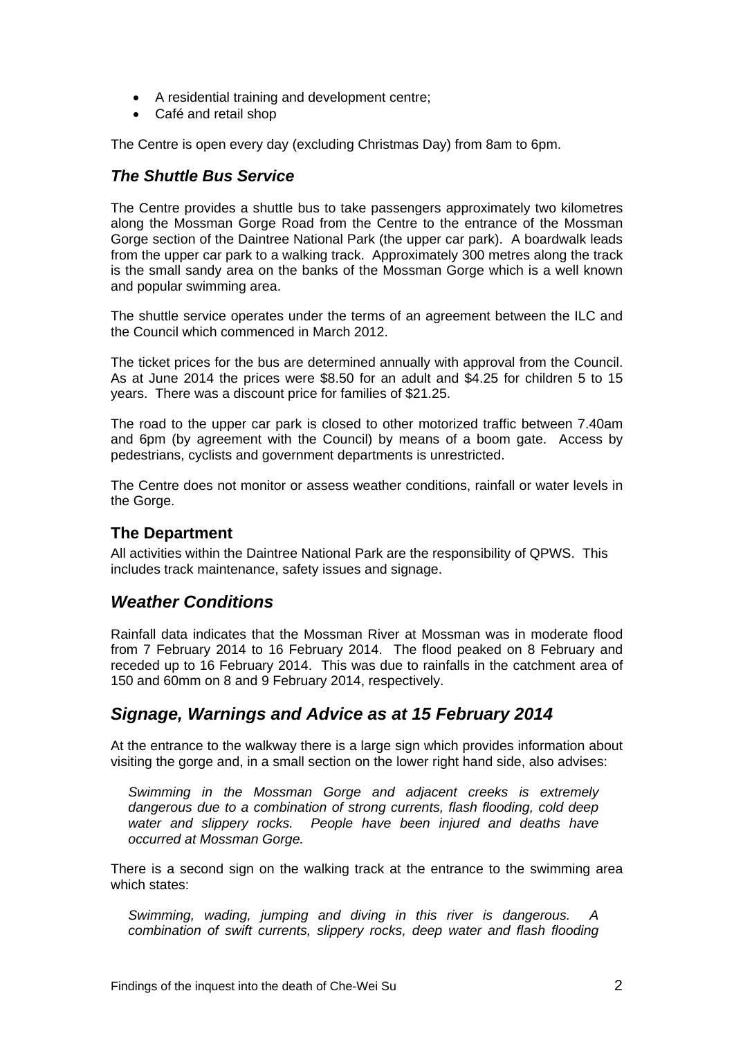- A residential training and development centre;
- Café and retail shop

The Centre is open every day (excluding Christmas Day) from 8am to 6pm.

### *The Shuttle Bus Service*

The Centre provides a shuttle bus to take passengers approximately two kilometres along the Mossman Gorge Road from the Centre to the entrance of the Mossman Gorge section of the Daintree National Park (the upper car park). A boardwalk leads from the upper car park to a walking track. Approximately 300 metres along the track is the small sandy area on the banks of the Mossman Gorge which is a well known and popular swimming area.

The shuttle service operates under the terms of an agreement between the ILC and the Council which commenced in March 2012.

The ticket prices for the bus are determined annually with approval from the Council. As at June 2014 the prices were $8.50 for an adult and $4.25 for children 5 to 15 years. There was a discount price for families of $21.25.

The road to the upper car park is closed to other motorized traffic between 7.40am and 6pm (by agreement with the Council) by means of a boom gate. Access by pedestrians, cyclists and government departments is unrestricted.

The Centre does not monitor or assess weather conditions, rainfall or water levels in the Gorge.

### The Department

All activities within the Daintree National Park are the responsibility of QPWS. This includes track maintenance, safety issues and signage.

## *Weather Conditions*

Rainfall data indicates that the Mossman River at Mossman was in moderate flood from 7 February 2014 to 16 February 2014. The flood peaked on 8 February and receded up to 16 February 2014. This was due to rainfalls in the catchment area of 150 and 60mm on 8 and 9 February 2014, respectively.

## *Signage, Warnings and Advice as at 15 February 2014*

At the entrance to the walkway there is a large sign which provides information about visiting the gorge and, in a small section on the lower right hand side, also advises:

> *Swimming in the Mossman Gorge and adjacent creeks is extremely dangerous due to a combination of strong currents, flash flooding, cold deep water and slippery rocks. People have been injured and deaths have occurred at Mossman Gorge.*

There is a second sign on the walking track at the entrance to the swimming area which states:

> *Swimming, wading, jumping and diving in this river is dangerous. A combination of swift currents, slippery rocks, deep water and flash flooding*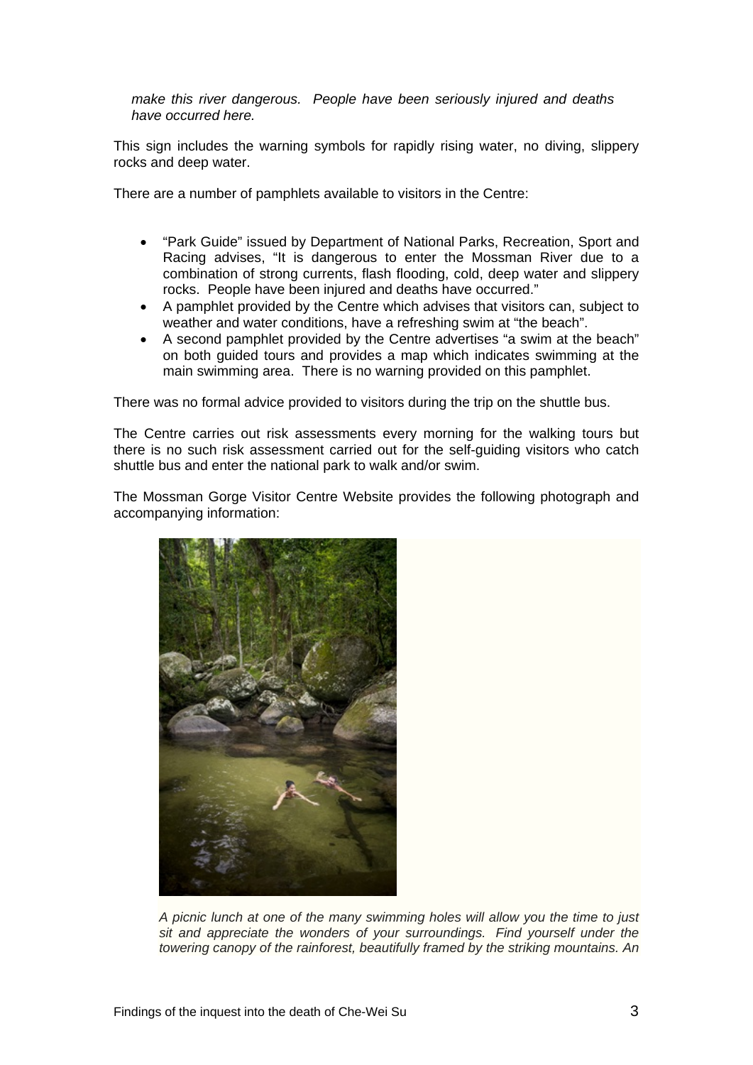*make this river dangerous. People have been seriously injured and deaths have occurred here.*

This sign includes the warning symbols for rapidly rising water, no diving, slippery rocks and deep water.

There are a number of pamphlets available to visitors in the Centre:

- "Park Guide" issued by Department of National Parks, Recreation, Sport and Racing advises, "It is dangerous to enter the Mossman River due to a combination of strong currents, flash flooding, cold, deep water and slippery rocks. People have been injured and deaths have occurred."
- A pamphlet provided by the Centre which advises that visitors can, subject to weather and water conditions, have a refreshing swim at "the beach".
- A second pamphlet provided by the Centre advertises "a swim at the beach" on both guided tours and provides a map which indicates swimming at the main swimming area. There is no warning provided on this pamphlet.

There was no formal advice provided to visitors during the trip on the shuttle bus.

The Centre carries out risk assessments every morning for the walking tours but there is no such risk assessment carried out for the self-guiding visitors who catch shuttle bus and enter the national park to walk and/or swim.

The Mossman Gorge Visitor Centre Website provides the following photograph and accompanying information:

*A picnic lunch at one of the many swimming holes will allow you the time to just sit and appreciate the wonders of your surroundings. Find yourself under the towering canopy of the rainforest, beautifully framed by the striking mountains. An*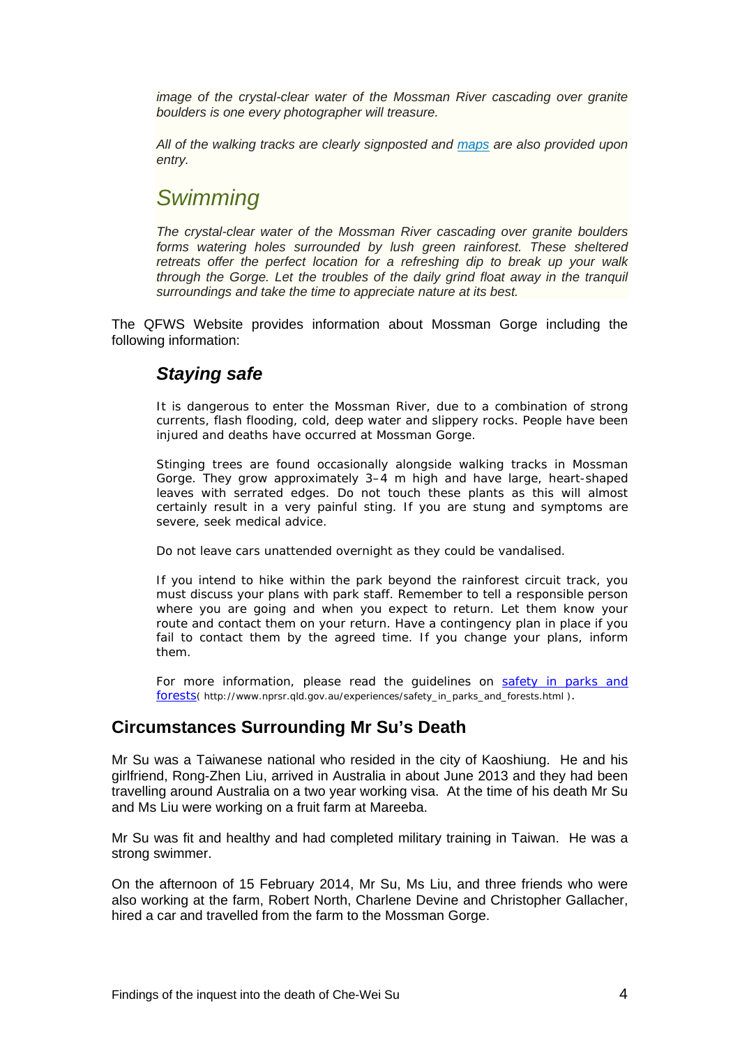*image of the crystal-clear water of the Mossman River cascading over granite boulders is one every photographer will treasure.*

*All of the walking tracks are clearly signposted and [maps](#) are also provided upon entry.*

## *Swimming*

*The crystal-clear water of the Mossman River cascading over granite boulders forms watering holes surrounded by lush green rainforest. These sheltered retreats offer the perfect location for a refreshing dip to break up your walk through the Gorge. Let the troubles of the daily grind float away in the tranquil surroundings and take the time to appreciate nature at its best.*

The QFWS Website provides information about Mossman Gorge including the following information:

### ***Staying safe***

It is dangerous to enter the Mossman River, due to a combination of strong currents, flash flooding, cold, deep water and slippery rocks. People have been injured and deaths have occurred at Mossman Gorge.

Stinging trees are found occasionally alongside walking tracks in Mossman Gorge. They grow approximately 3–4 m high and have large, heart-shaped leaves with serrated edges. Do not touch these plants as this will almost certainly result in a very painful sting. If you are stung and symptoms are severe, seek medical advice.

Do not leave cars unattended overnight as they could be vandalised.

If you intend to hike within the park beyond the rainforest circuit track, you must discuss your plans with park staff. Remember to tell a responsible person where you are going and when you expect to return. Let them know your route and contact them on your return. Have a contingency plan in place if you fail to contact them by the agreed time. If you change your plans, inform them.

For more information, please read the guidelines on [safety in parks and forests](http://www.nprsr.qld.gov.au/experiences/safety_in_parks_and_forests.html)( http://www.nprsr.qld.gov.au/experiences/safety_in_parks_and_forests.html ).

## **Circumstances Surrounding Mr Su's Death**

Mr Su was a Taiwanese national who resided in the city of Kaoshiung. He and his girlfriend, Rong-Zhen Liu, arrived in Australia in about June 2013 and they had been travelling around Australia on a two year working visa. At the time of his death Mr Su and Ms Liu were working on a fruit farm at Mareeba.

Mr Su was fit and healthy and had completed military training in Taiwan. He was a strong swimmer.

On the afternoon of 15 February 2014, Mr Su, Ms Liu, and three friends who were also working at the farm, Robert North, Charlene Devine and Christopher Gallacher, hired a car and travelled from the farm to the Mossman Gorge.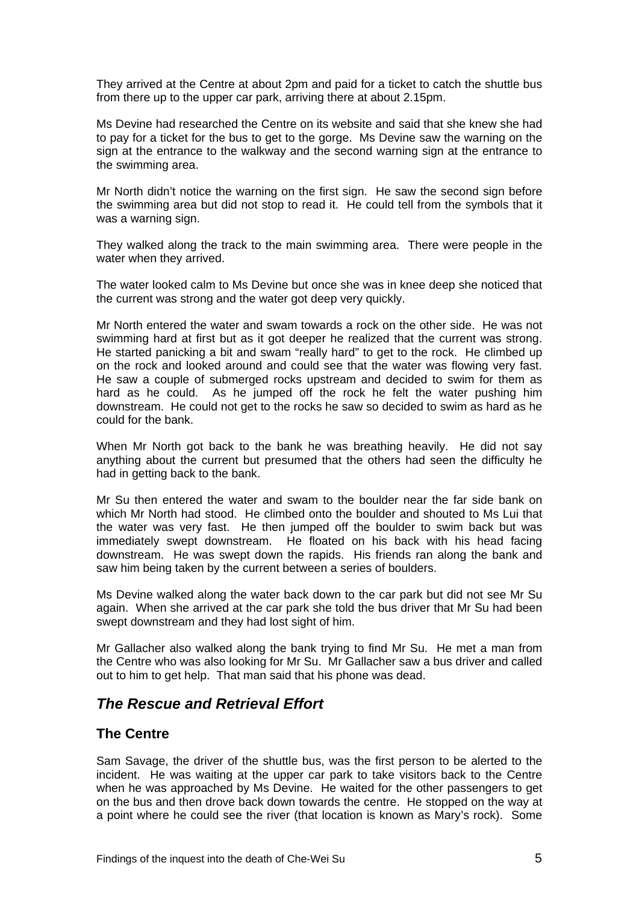They arrived at the Centre at about 2pm and paid for a ticket to catch the shuttle bus from there up to the upper car park, arriving there at about 2.15pm.

Ms Devine had researched the Centre on its website and said that she knew she had to pay for a ticket for the bus to get to the gorge. Ms Devine saw the warning on the sign at the entrance to the walkway and the second warning sign at the entrance to the swimming area.

Mr North didn't notice the warning on the first sign. He saw the second sign before the swimming area but did not stop to read it. He could tell from the symbols that it was a warning sign.

They walked along the track to the main swimming area. There were people in the water when they arrived.

The water looked calm to Ms Devine but once she was in knee deep she noticed that the current was strong and the water got deep very quickly.

Mr North entered the water and swam towards a rock on the other side. He was not swimming hard at first but as it got deeper he realized that the current was strong. He started panicking a bit and swam "really hard" to get to the rock. He climbed up on the rock and looked around and could see that the water was flowing very fast. He saw a couple of submerged rocks upstream and decided to swim for them as hard as he could. As he jumped off the rock he felt the water pushing him downstream. He could not get to the rocks he saw so decided to swim as hard as he could for the bank.

When Mr North got back to the bank he was breathing heavily. He did not say anything about the current but presumed that the others had seen the difficulty he had in getting back to the bank.

Mr Su then entered the water and swam to the boulder near the far side bank on which Mr North had stood. He climbed onto the boulder and shouted to Ms Lui that the water was very fast. He then jumped off the boulder to swim back but was immediately swept downstream. He floated on his back with his head facing downstream. He was swept down the rapids. His friends ran along the bank and saw him being taken by the current between a series of boulders.

Ms Devine walked along the water back down to the car park but did not see Mr Su again. When she arrived at the car park she told the bus driver that Mr Su had been swept downstream and they had lost sight of him.

Mr Gallacher also walked along the bank trying to find Mr Su. He met a man from the Centre who was also looking for Mr Su. Mr Gallacher saw a bus driver and called out to him to get help. That man said that his phone was dead.

## *The Rescue and Retrieval Effort*

### The Centre

Sam Savage, the driver of the shuttle bus, was the first person to be alerted to the incident. He was waiting at the upper car park to take visitors back to the Centre when he was approached by Ms Devine. He waited for the other passengers to get on the bus and then drove back down towards the centre. He stopped on the way at a point where he could see the river (that location is known as Mary's rock). Some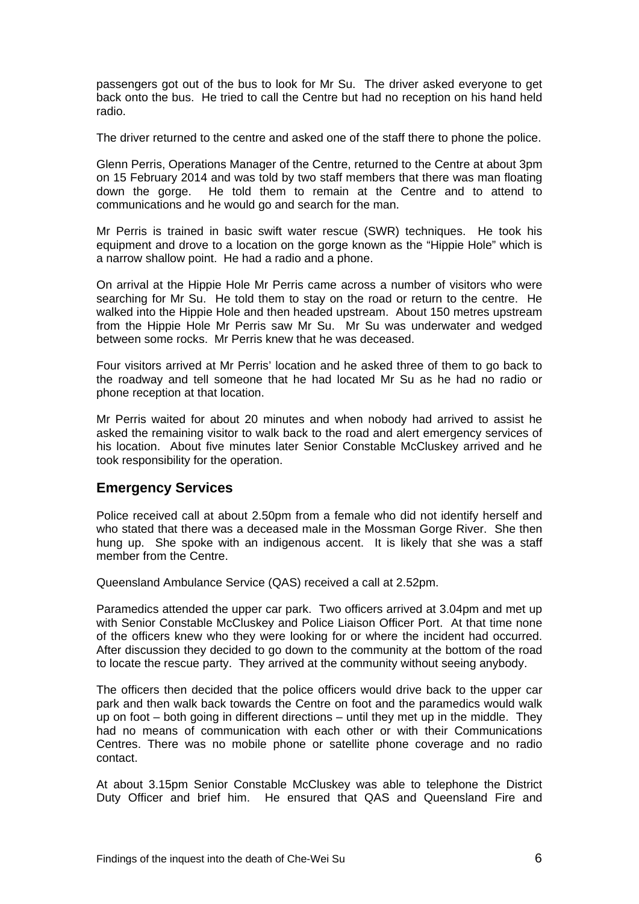passengers got out of the bus to look for Mr Su. The driver asked everyone to get back onto the bus. He tried to call the Centre but had no reception on his hand held radio.

The driver returned to the centre and asked one of the staff there to phone the police.

Glenn Perris, Operations Manager of the Centre, returned to the Centre at about 3pm on 15 February 2014 and was told by two staff members that there was man floating down the gorge. He told them to remain at the Centre and to attend to communications and he would go and search for the man.

Mr Perris is trained in basic swift water rescue (SWR) techniques. He took his equipment and drove to a location on the gorge known as the "Hippie Hole" which is a narrow shallow point. He had a radio and a phone.

On arrival at the Hippie Hole Mr Perris came across a number of visitors who were searching for Mr Su. He told them to stay on the road or return to the centre. He walked into the Hippie Hole and then headed upstream. About 150 metres upstream from the Hippie Hole Mr Perris saw Mr Su. Mr Su was underwater and wedged between some rocks. Mr Perris knew that he was deceased.

Four visitors arrived at Mr Perris' location and he asked three of them to go back to the roadway and tell someone that he had located Mr Su as he had no radio or phone reception at that location.

Mr Perris waited for about 20 minutes and when nobody had arrived to assist he asked the remaining visitor to walk back to the road and alert emergency services of his location. About five minutes later Senior Constable McCluskey arrived and he took responsibility for the operation.

## Emergency Services

Police received call at about 2.50pm from a female who did not identify herself and who stated that there was a deceased male in the Mossman Gorge River. She then hung up. She spoke with an indigenous accent. It is likely that she was a staff member from the Centre.

Queensland Ambulance Service (QAS) received a call at 2.52pm.

Paramedics attended the upper car park. Two officers arrived at 3.04pm and met up with Senior Constable McCluskey and Police Liaison Officer Port. At that time none of the officers knew who they were looking for or where the incident had occurred. After discussion they decided to go down to the community at the bottom of the road to locate the rescue party. They arrived at the community without seeing anybody.

The officers then decided that the police officers would drive back to the upper car park and then walk back towards the Centre on foot and the paramedics would walk up on foot – both going in different directions – until they met up in the middle. They had no means of communication with each other or with their Communications Centres. There was no mobile phone or satellite phone coverage and no radio contact.

At about 3.15pm Senior Constable McCluskey was able to telephone the District Duty Officer and brief him. He ensured that QAS and Queensland Fire and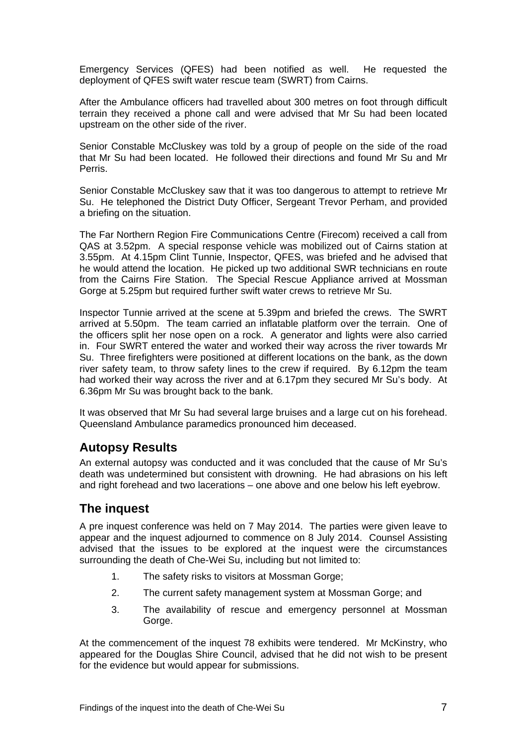Emergency Services (QFES) had been notified as well. He requested the deployment of QFES swift water rescue team (SWRT) from Cairns.

After the Ambulance officers had travelled about 300 metres on foot through difficult terrain they received a phone call and were advised that Mr Su had been located upstream on the other side of the river.

Senior Constable McCluskey was told by a group of people on the side of the road that Mr Su had been located. He followed their directions and found Mr Su and Mr Perris.

Senior Constable McCluskey saw that it was too dangerous to attempt to retrieve Mr Su. He telephoned the District Duty Officer, Sergeant Trevor Perham, and provided a briefing on the situation.

The Far Northern Region Fire Communications Centre (Firecom) received a call from QAS at 3.52pm. A special response vehicle was mobilized out of Cairns station at 3.55pm. At 4.15pm Clint Tunnie, Inspector, QFES, was briefed and he advised that he would attend the location. He picked up two additional SWR technicians en route from the Cairns Fire Station. The Special Rescue Appliance arrived at Mossman Gorge at 5.25pm but required further swift water crews to retrieve Mr Su.

Inspector Tunnie arrived at the scene at 5.39pm and briefed the crews. The SWRT arrived at 5.50pm. The team carried an inflatable platform over the terrain. One of the officers split her nose open on a rock. A generator and lights were also carried in. Four SWRT entered the water and worked their way across the river towards Mr Su. Three firefighters were positioned at different locations on the bank, as the down river safety team, to throw safety lines to the crew if required. By 6.12pm the team had worked their way across the river and at 6.17pm they secured Mr Su's body. At 6.36pm Mr Su was brought back to the bank.

It was observed that Mr Su had several large bruises and a large cut on his forehead. Queensland Ambulance paramedics pronounced him deceased.

## Autopsy Results

An external autopsy was conducted and it was concluded that the cause of Mr Su's death was undetermined but consistent with drowning. He had abrasions on his left and right forehead and two lacerations – one above and one below his left eyebrow.

## The inquest

A pre inquest conference was held on 7 May 2014. The parties were given leave to appear and the inquest adjourned to commence on 8 July 2014. Counsel Assisting advised that the issues to be explored at the inquest were the circumstances surrounding the death of Che-Wei Su, including but not limited to:

1. The safety risks to visitors at Mossman Gorge;
2. The current safety management system at Mossman Gorge; and
3. The availability of rescue and emergency personnel at Mossman Gorge.

At the commencement of the inquest 78 exhibits were tendered. Mr McKinstry, who appeared for the Douglas Shire Council, advised that he did not wish to be present for the evidence but would appear for submissions.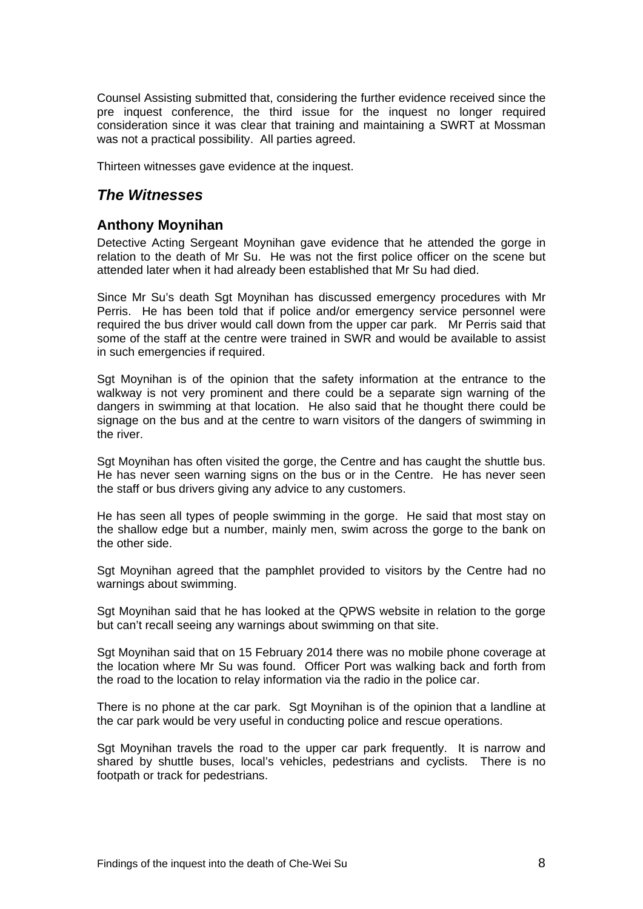Counsel Assisting submitted that, considering the further evidence received since the pre inquest conference, the third issue for the inquest no longer required consideration since it was clear that training and maintaining a SWRT at Mossman was not a practical possibility. All parties agreed.

Thirteen witnesses gave evidence at the inquest.

## *The Witnesses*

### Anthony Moynihan

Detective Acting Sergeant Moynihan gave evidence that he attended the gorge in relation to the death of Mr Su. He was not the first police officer on the scene but attended later when it had already been established that Mr Su had died.

Since Mr Su's death Sgt Moynihan has discussed emergency procedures with Mr Perris. He has been told that if police and/or emergency service personnel were required the bus driver would call down from the upper car park. Mr Perris said that some of the staff at the centre were trained in SWR and would be available to assist in such emergencies if required.

Sgt Moynihan is of the opinion that the safety information at the entrance to the walkway is not very prominent and there could be a separate sign warning of the dangers in swimming at that location. He also said that he thought there could be signage on the bus and at the centre to warn visitors of the dangers of swimming in the river.

Sgt Moynihan has often visited the gorge, the Centre and has caught the shuttle bus. He has never seen warning signs on the bus or in the Centre. He has never seen the staff or bus drivers giving any advice to any customers.

He has seen all types of people swimming in the gorge. He said that most stay on the shallow edge but a number, mainly men, swim across the gorge to the bank on the other side.

Sgt Moynihan agreed that the pamphlet provided to visitors by the Centre had no warnings about swimming.

Sgt Moynihan said that he has looked at the QPWS website in relation to the gorge but can't recall seeing any warnings about swimming on that site.

Sgt Moynihan said that on 15 February 2014 there was no mobile phone coverage at the location where Mr Su was found. Officer Port was walking back and forth from the road to the location to relay information via the radio in the police car.

There is no phone at the car park. Sgt Moynihan is of the opinion that a landline at the car park would be very useful in conducting police and rescue operations.

Sgt Moynihan travels the road to the upper car park frequently. It is narrow and shared by shuttle buses, local's vehicles, pedestrians and cyclists. There is no footpath or track for pedestrians.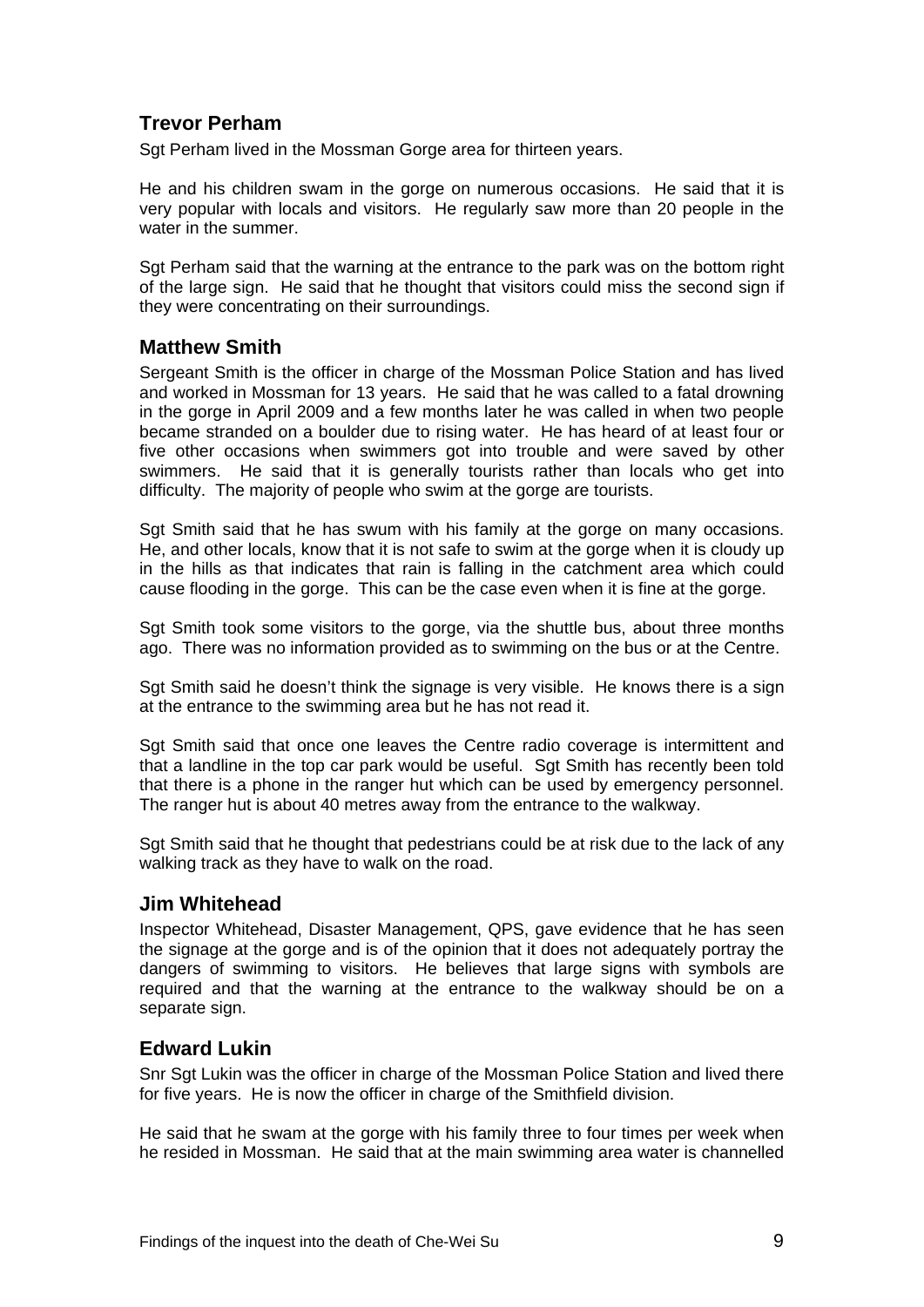## Trevor Perham

Sgt Perham lived in the Mossman Gorge area for thirteen years.

He and his children swam in the gorge on numerous occasions. He said that it is very popular with locals and visitors. He regularly saw more than 20 people in the water in the summer.

Sgt Perham said that the warning at the entrance to the park was on the bottom right of the large sign. He said that he thought that visitors could miss the second sign if they were concentrating on their surroundings.

## Matthew Smith

Sergeant Smith is the officer in charge of the Mossman Police Station and has lived and worked in Mossman for 13 years. He said that he was called to a fatal drowning in the gorge in April 2009 and a few months later he was called in when two people became stranded on a boulder due to rising water. He has heard of at least four or five other occasions when swimmers got into trouble and were saved by other swimmers. He said that it is generally tourists rather than locals who get into difficulty. The majority of people who swim at the gorge are tourists.

Sgt Smith said that he has swum with his family at the gorge on many occasions. He, and other locals, know that it is not safe to swim at the gorge when it is cloudy up in the hills as that indicates that rain is falling in the catchment area which could cause flooding in the gorge. This can be the case even when it is fine at the gorge.

Sgt Smith took some visitors to the gorge, via the shuttle bus, about three months ago. There was no information provided as to swimming on the bus or at the Centre.

Sgt Smith said he doesn't think the signage is very visible. He knows there is a sign at the entrance to the swimming area but he has not read it.

Sgt Smith said that once one leaves the Centre radio coverage is intermittent and that a landline in the top car park would be useful. Sgt Smith has recently been told that there is a phone in the ranger hut which can be used by emergency personnel. The ranger hut is about 40 metres away from the entrance to the walkway.

Sgt Smith said that he thought that pedestrians could be at risk due to the lack of any walking track as they have to walk on the road.

## Jim Whitehead

Inspector Whitehead, Disaster Management, QPS, gave evidence that he has seen the signage at the gorge and is of the opinion that it does not adequately portray the dangers of swimming to visitors. He believes that large signs with symbols are required and that the warning at the entrance to the walkway should be on a separate sign.

## Edward Lukin

Snr Sgt Lukin was the officer in charge of the Mossman Police Station and lived there for five years. He is now the officer in charge of the Smithfield division.

He said that he swam at the gorge with his family three to four times per week when he resided in Mossman. He said that at the main swimming area water is channelled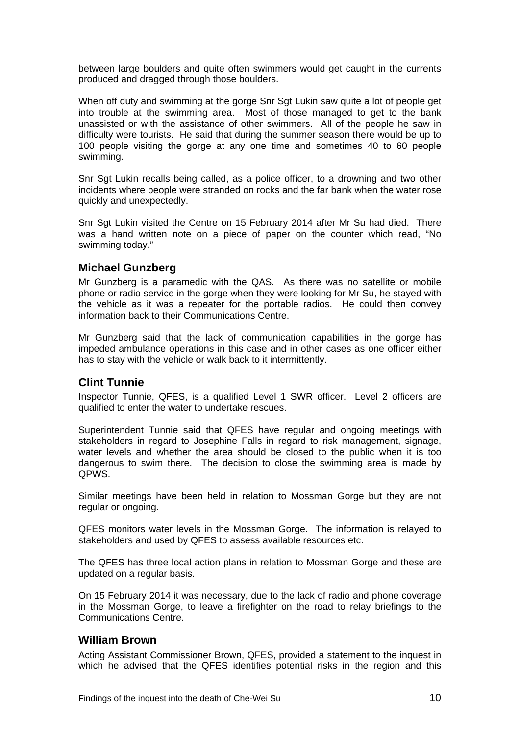between large boulders and quite often swimmers would get caught in the currents produced and dragged through those boulders.

When off duty and swimming at the gorge Snr Sgt Lukin saw quite a lot of people get into trouble at the swimming area. Most of those managed to get to the bank unassisted or with the assistance of other swimmers. All of the people he saw in difficulty were tourists. He said that during the summer season there would be up to 100 people visiting the gorge at any one time and sometimes 40 to 60 people swimming.

Snr Sgt Lukin recalls being called, as a police officer, to a drowning and two other incidents where people were stranded on rocks and the far bank when the water rose quickly and unexpectedly.

Snr Sgt Lukin visited the Centre on 15 February 2014 after Mr Su had died. There was a hand written note on a piece of paper on the counter which read, "No swimming today."

## Michael Gunzberg

Mr Gunzberg is a paramedic with the QAS. As there was no satellite or mobile phone or radio service in the gorge when they were looking for Mr Su, he stayed with the vehicle as it was a repeater for the portable radios. He could then convey information back to their Communications Centre.

Mr Gunzberg said that the lack of communication capabilities in the gorge has impeded ambulance operations in this case and in other cases as one officer either has to stay with the vehicle or walk back to it intermittently.

## Clint Tunnie

Inspector Tunnie, QFES, is a qualified Level 1 SWR officer. Level 2 officers are qualified to enter the water to undertake rescues.

Superintendent Tunnie said that QFES have regular and ongoing meetings with stakeholders in regard to Josephine Falls in regard to risk management, signage, water levels and whether the area should be closed to the public when it is too dangerous to swim there. The decision to close the swimming area is made by QPWS.

Similar meetings have been held in relation to Mossman Gorge but they are not regular or ongoing.

QFES monitors water levels in the Mossman Gorge. The information is relayed to stakeholders and used by QFES to assess available resources etc.

The QFES has three local action plans in relation to Mossman Gorge and these are updated on a regular basis.

On 15 February 2014 it was necessary, due to the lack of radio and phone coverage in the Mossman Gorge, to leave a firefighter on the road to relay briefings to the Communications Centre.

## William Brown

Acting Assistant Commissioner Brown, QFES, provided a statement to the inquest in which he advised that the QFES identifies potential risks in the region and this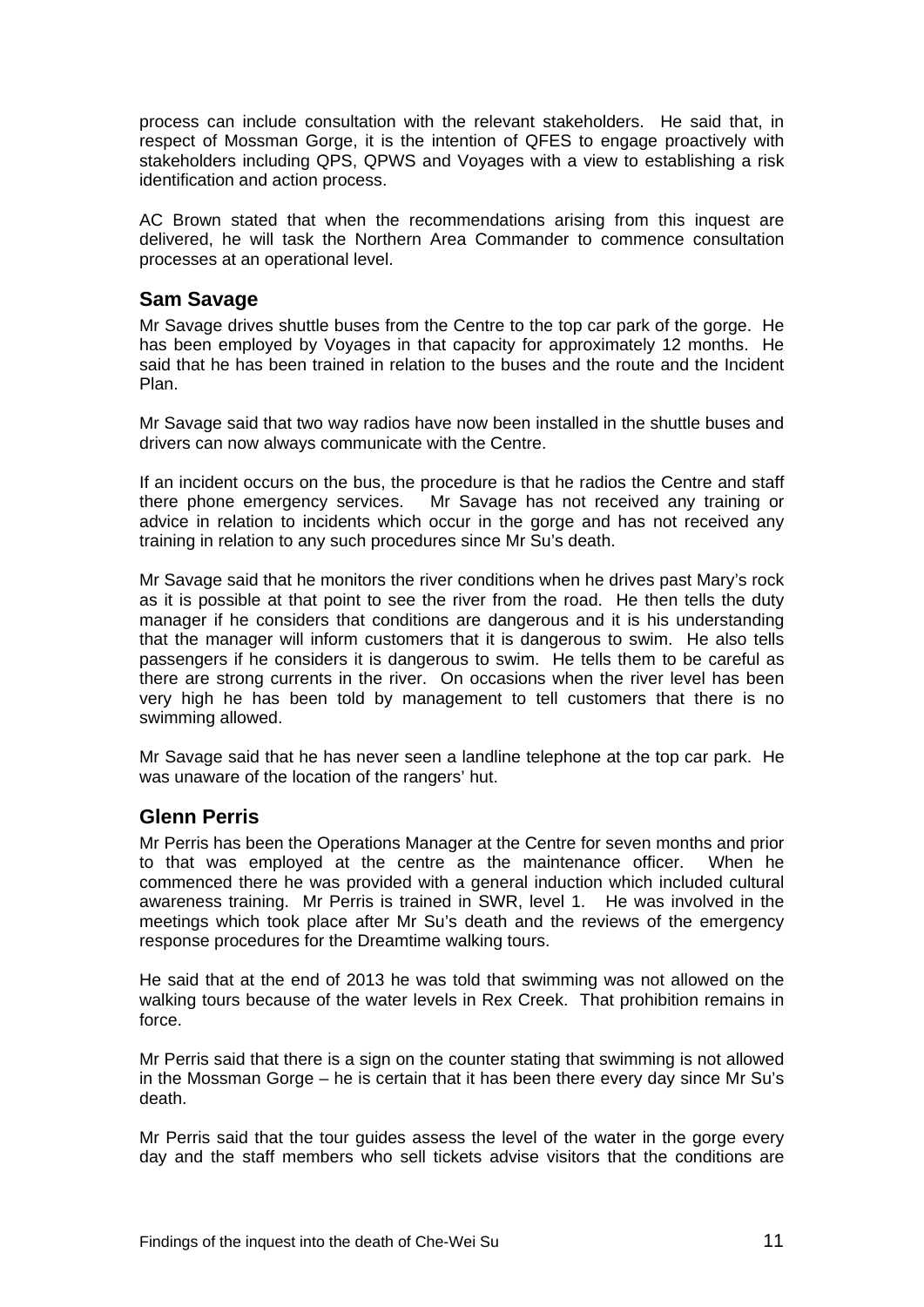process can include consultation with the relevant stakeholders. He said that, in respect of Mossman Gorge, it is the intention of QFES to engage proactively with stakeholders including QPS, QPWS and Voyages with a view to establishing a risk identification and action process.

AC Brown stated that when the recommendations arising from this inquest are delivered, he will task the Northern Area Commander to commence consultation processes at an operational level.

## Sam Savage

Mr Savage drives shuttle buses from the Centre to the top car park of the gorge. He has been employed by Voyages in that capacity for approximately 12 months. He said that he has been trained in relation to the buses and the route and the Incident Plan.

Mr Savage said that two way radios have now been installed in the shuttle buses and drivers can now always communicate with the Centre.

If an incident occurs on the bus, the procedure is that he radios the Centre and staff there phone emergency services. Mr Savage has not received any training or advice in relation to incidents which occur in the gorge and has not received any training in relation to any such procedures since Mr Su's death.

Mr Savage said that he monitors the river conditions when he drives past Mary's rock as it is possible at that point to see the river from the road. He then tells the duty manager if he considers that conditions are dangerous and it is his understanding that the manager will inform customers that it is dangerous to swim. He also tells passengers if he considers it is dangerous to swim. He tells them to be careful as there are strong currents in the river. On occasions when the river level has been very high he has been told by management to tell customers that there is no swimming allowed.

Mr Savage said that he has never seen a landline telephone at the top car park. He was unaware of the location of the rangers' hut.

## Glenn Perris

Mr Perris has been the Operations Manager at the Centre for seven months and prior to that was employed at the centre as the maintenance officer. When he commenced there he was provided with a general induction which included cultural awareness training. Mr Perris is trained in SWR, level 1. He was involved in the meetings which took place after Mr Su's death and the reviews of the emergency response procedures for the Dreamtime walking tours.

He said that at the end of 2013 he was told that swimming was not allowed on the walking tours because of the water levels in Rex Creek. That prohibition remains in force.

Mr Perris said that there is a sign on the counter stating that swimming is not allowed in the Mossman Gorge – he is certain that it has been there every day since Mr Su's death.

Mr Perris said that the tour guides assess the level of the water in the gorge every day and the staff members who sell tickets advise visitors that the conditions are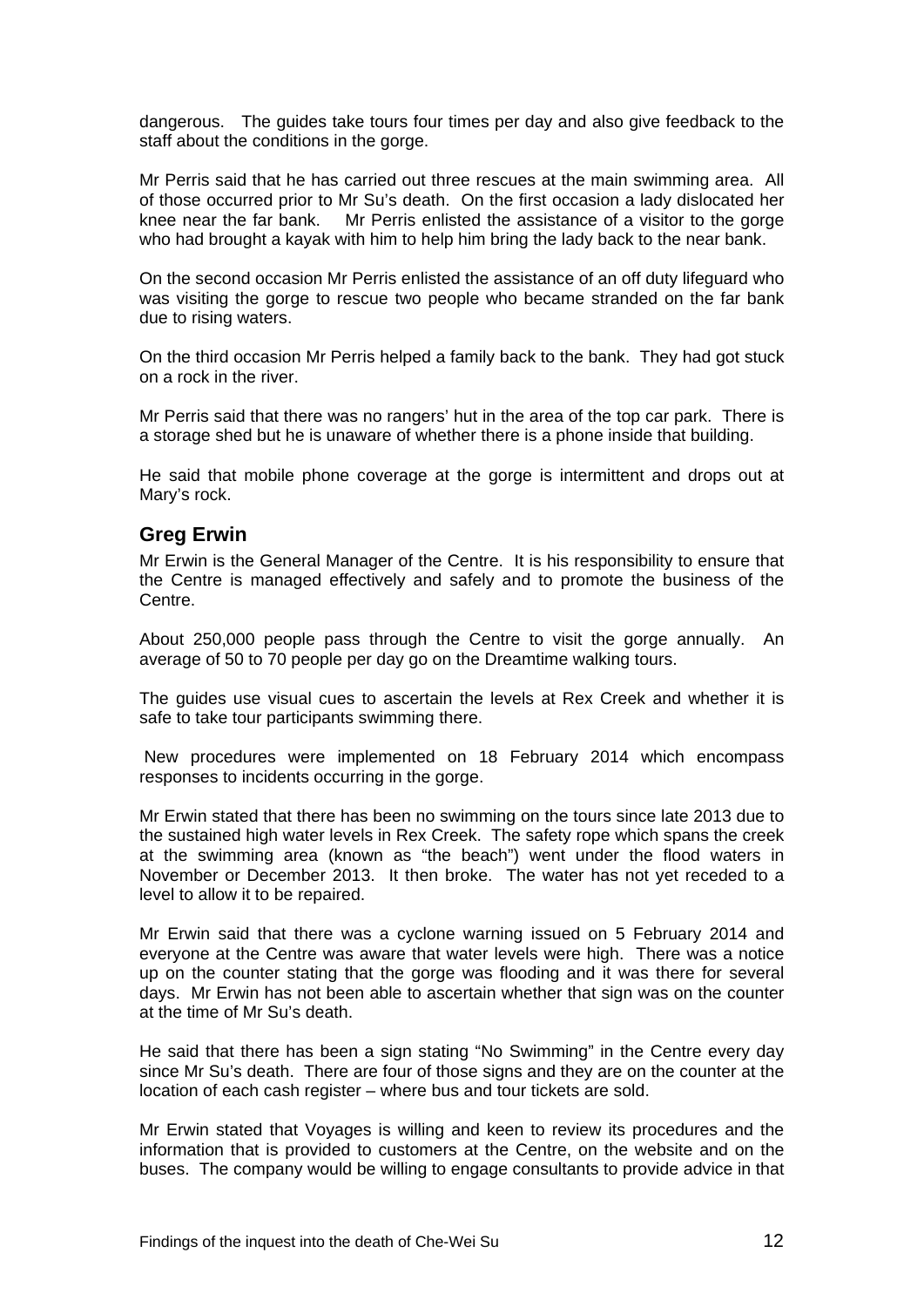dangerous. The guides take tours four times per day and also give feedback to the staff about the conditions in the gorge.

Mr Perris said that he has carried out three rescues at the main swimming area. All of those occurred prior to Mr Su's death. On the first occasion a lady dislocated her knee near the far bank. Mr Perris enlisted the assistance of a visitor to the gorge who had brought a kayak with him to help him bring the lady back to the near bank.

On the second occasion Mr Perris enlisted the assistance of an off duty lifeguard who was visiting the gorge to rescue two people who became stranded on the far bank due to rising waters.

On the third occasion Mr Perris helped a family back to the bank. They had got stuck on a rock in the river.

Mr Perris said that there was no rangers' hut in the area of the top car park. There is a storage shed but he is unaware of whether there is a phone inside that building.

He said that mobile phone coverage at the gorge is intermittent and drops out at Mary's rock.

## Greg Erwin

Mr Erwin is the General Manager of the Centre. It is his responsibility to ensure that the Centre is managed effectively and safely and to promote the business of the Centre.

About 250,000 people pass through the Centre to visit the gorge annually. An average of 50 to 70 people per day go on the Dreamtime walking tours.

The guides use visual cues to ascertain the levels at Rex Creek and whether it is safe to take tour participants swimming there.

New procedures were implemented on 18 February 2014 which encompass responses to incidents occurring in the gorge.

Mr Erwin stated that there has been no swimming on the tours since late 2013 due to the sustained high water levels in Rex Creek. The safety rope which spans the creek at the swimming area (known as "the beach") went under the flood waters in November or December 2013. It then broke. The water has not yet receded to a level to allow it to be repaired.

Mr Erwin said that there was a cyclone warning issued on 5 February 2014 and everyone at the Centre was aware that water levels were high. There was a notice up on the counter stating that the gorge was flooding and it was there for several days. Mr Erwin has not been able to ascertain whether that sign was on the counter at the time of Mr Su's death.

He said that there has been a sign stating "No Swimming" in the Centre every day since Mr Su's death. There are four of those signs and they are on the counter at the location of each cash register – where bus and tour tickets are sold.

Mr Erwin stated that Voyages is willing and keen to review its procedures and the information that is provided to customers at the Centre, on the website and on the buses. The company would be willing to engage consultants to provide advice in that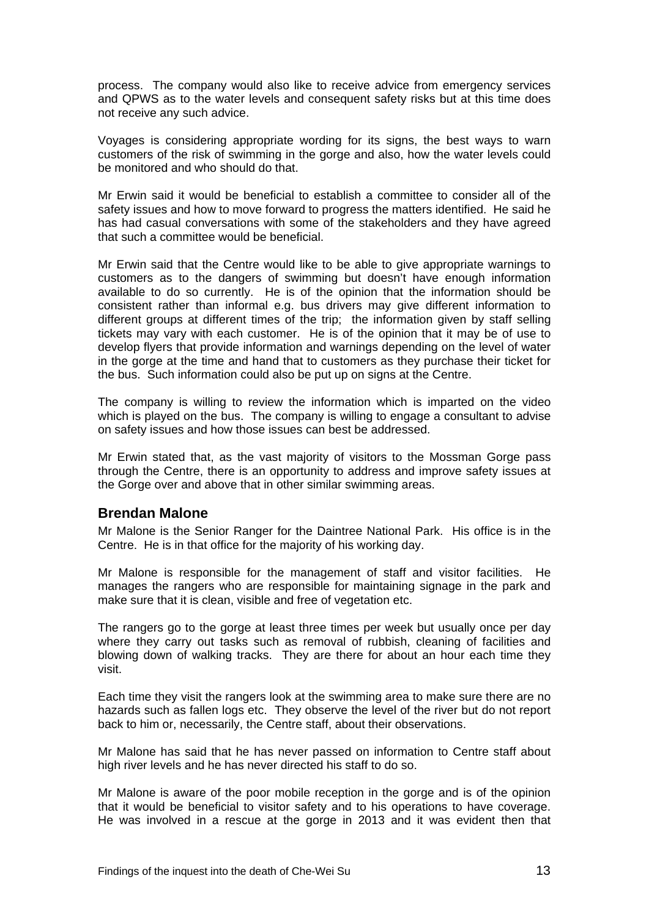process. The company would also like to receive advice from emergency services and QPWS as to the water levels and consequent safety risks but at this time does not receive any such advice.

Voyages is considering appropriate wording for its signs, the best ways to warn customers of the risk of swimming in the gorge and also, how the water levels could be monitored and who should do that.

Mr Erwin said it would be beneficial to establish a committee to consider all of the safety issues and how to move forward to progress the matters identified. He said he has had casual conversations with some of the stakeholders and they have agreed that such a committee would be beneficial.

Mr Erwin said that the Centre would like to be able to give appropriate warnings to customers as to the dangers of swimming but doesn't have enough information available to do so currently. He is of the opinion that the information should be consistent rather than informal e.g. bus drivers may give different information to different groups at different times of the trip; the information given by staff selling tickets may vary with each customer. He is of the opinion that it may be of use to develop flyers that provide information and warnings depending on the level of water in the gorge at the time and hand that to customers as they purchase their ticket for the bus. Such information could also be put up on signs at the Centre.

The company is willing to review the information which is imparted on the video which is played on the bus. The company is willing to engage a consultant to advise on safety issues and how those issues can best be addressed.

Mr Erwin stated that, as the vast majority of visitors to the Mossman Gorge pass through the Centre, there is an opportunity to address and improve safety issues at the Gorge over and above that in other similar swimming areas.

## Brendan Malone

Mr Malone is the Senior Ranger for the Daintree National Park. His office is in the Centre. He is in that office for the majority of his working day.

Mr Malone is responsible for the management of staff and visitor facilities. He manages the rangers who are responsible for maintaining signage in the park and make sure that it is clean, visible and free of vegetation etc.

The rangers go to the gorge at least three times per week but usually once per day where they carry out tasks such as removal of rubbish, cleaning of facilities and blowing down of walking tracks. They are there for about an hour each time they visit.

Each time they visit the rangers look at the swimming area to make sure there are no hazards such as fallen logs etc. They observe the level of the river but do not report back to him or, necessarily, the Centre staff, about their observations.

Mr Malone has said that he has never passed on information to Centre staff about high river levels and he has never directed his staff to do so.

Mr Malone is aware of the poor mobile reception in the gorge and is of the opinion that it would be beneficial to visitor safety and to his operations to have coverage. He was involved in a rescue at the gorge in 2013 and it was evident then that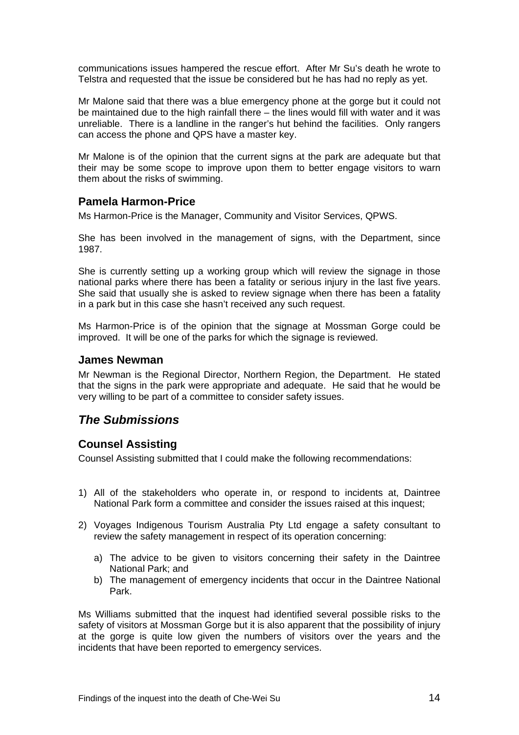communications issues hampered the rescue effort. After Mr Su's death he wrote to Telstra and requested that the issue be considered but he has had no reply as yet.

Mr Malone said that there was a blue emergency phone at the gorge but it could not be maintained due to the high rainfall there – the lines would fill with water and it was unreliable. There is a landline in the ranger's hut behind the facilities. Only rangers can access the phone and QPS have a master key.

Mr Malone is of the opinion that the current signs at the park are adequate but that their may be some scope to improve upon them to better engage visitors to warn them about the risks of swimming.

### Pamela Harmon-Price

Ms Harmon-Price is the Manager, Community and Visitor Services, QPWS.

She has been involved in the management of signs, with the Department, since 1987.

She is currently setting up a working group which will review the signage in those national parks where there has been a fatality or serious injury in the last five years. She said that usually she is asked to review signage when there has been a fatality in a park but in this case she hasn't received any such request.

Ms Harmon-Price is of the opinion that the signage at Mossman Gorge could be improved. It will be one of the parks for which the signage is reviewed.

### James Newman

Mr Newman is the Regional Director, Northern Region, the Department. He stated that the signs in the park were appropriate and adequate. He said that he would be very willing to be part of a committee to consider safety issues.

## *The Submissions*

### Counsel Assisting

Counsel Assisting submitted that I could make the following recommendations:

1) All of the stakeholders who operate in, or respond to incidents at, Daintree National Park form a committee and consider the issues raised at this inquest;
2) Voyages Indigenous Tourism Australia Pty Ltd engage a safety consultant to review the safety management in respect of its operation concerning:
   a) The advice to be given to visitors concerning their safety in the Daintree National Park; and
   b) The management of emergency incidents that occur in the Daintree National Park.

Ms Williams submitted that the inquest had identified several possible risks to the safety of visitors at Mossman Gorge but it is also apparent that the possibility of injury at the gorge is quite low given the numbers of visitors over the years and the incidents that have been reported to emergency services.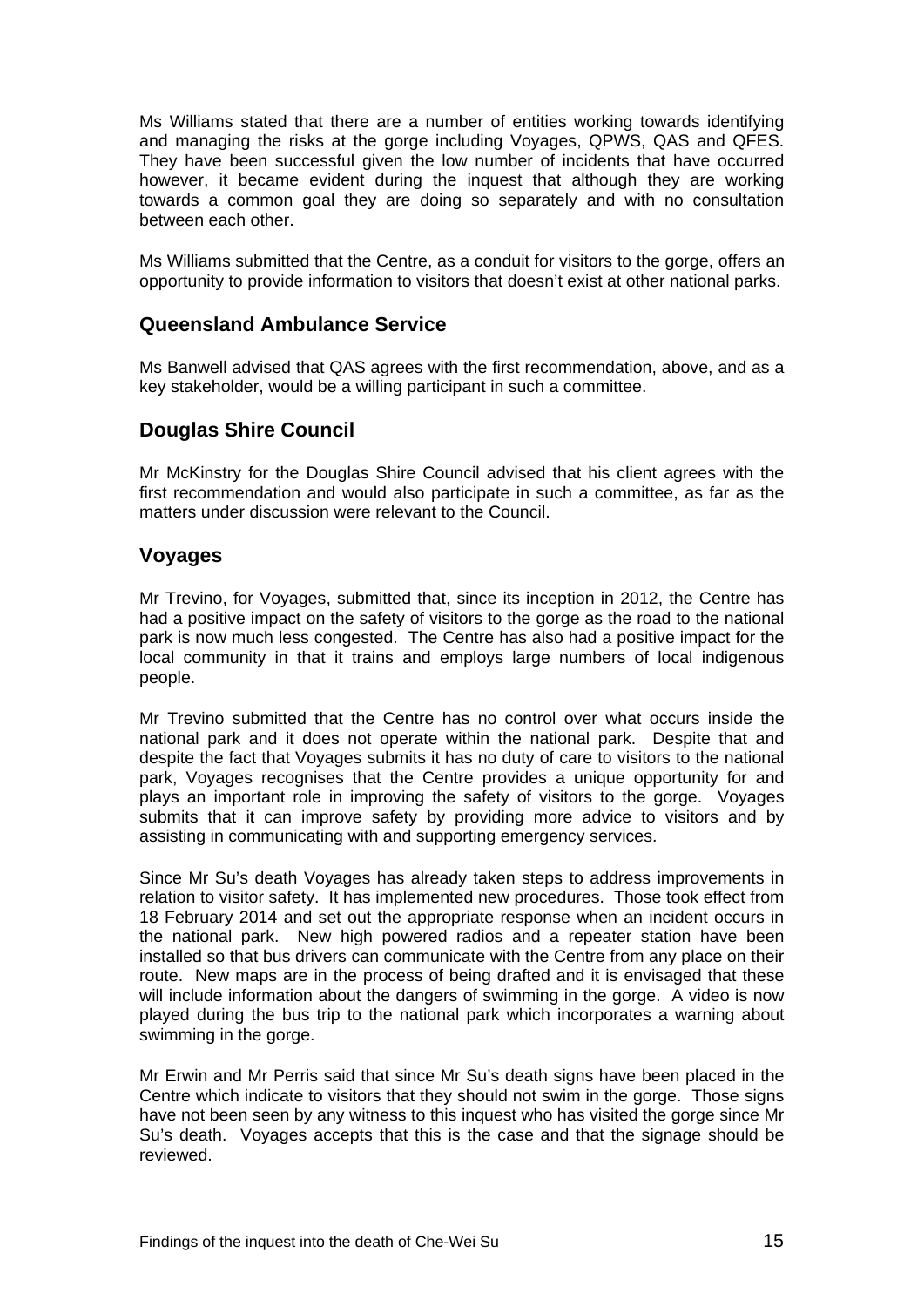Ms Williams stated that there are a number of entities working towards identifying and managing the risks at the gorge including Voyages, QPWS, QAS and QFES. They have been successful given the low number of incidents that have occurred however, it became evident during the inquest that although they are working towards a common goal they are doing so separately and with no consultation between each other.

Ms Williams submitted that the Centre, as a conduit for visitors to the gorge, offers an opportunity to provide information to visitors that doesn't exist at other national parks.

## Queensland Ambulance Service

Ms Banwell advised that QAS agrees with the first recommendation, above, and as a key stakeholder, would be a willing participant in such a committee.

## Douglas Shire Council

Mr McKinstry for the Douglas Shire Council advised that his client agrees with the first recommendation and would also participate in such a committee, as far as the matters under discussion were relevant to the Council.

## Voyages

Mr Trevino, for Voyages, submitted that, since its inception in 2012, the Centre has had a positive impact on the safety of visitors to the gorge as the road to the national park is now much less congested. The Centre has also had a positive impact for the local community in that it trains and employs large numbers of local indigenous people.

Mr Trevino submitted that the Centre has no control over what occurs inside the national park and it does not operate within the national park. Despite that and despite the fact that Voyages submits it has no duty of care to visitors to the national park, Voyages recognises that the Centre provides a unique opportunity for and plays an important role in improving the safety of visitors to the gorge. Voyages submits that it can improve safety by providing more advice to visitors and by assisting in communicating with and supporting emergency services.

Since Mr Su's death Voyages has already taken steps to address improvements in relation to visitor safety. It has implemented new procedures. Those took effect from 18 February 2014 and set out the appropriate response when an incident occurs in the national park. New high powered radios and a repeater station have been installed so that bus drivers can communicate with the Centre from any place on their route. New maps are in the process of being drafted and it is envisaged that these will include information about the dangers of swimming in the gorge. A video is now played during the bus trip to the national park which incorporates a warning about swimming in the gorge.

Mr Erwin and Mr Perris said that since Mr Su's death signs have been placed in the Centre which indicate to visitors that they should not swim in the gorge. Those signs have not been seen by any witness to this inquest who has visited the gorge since Mr Su's death. Voyages accepts that this is the case and that the signage should be reviewed.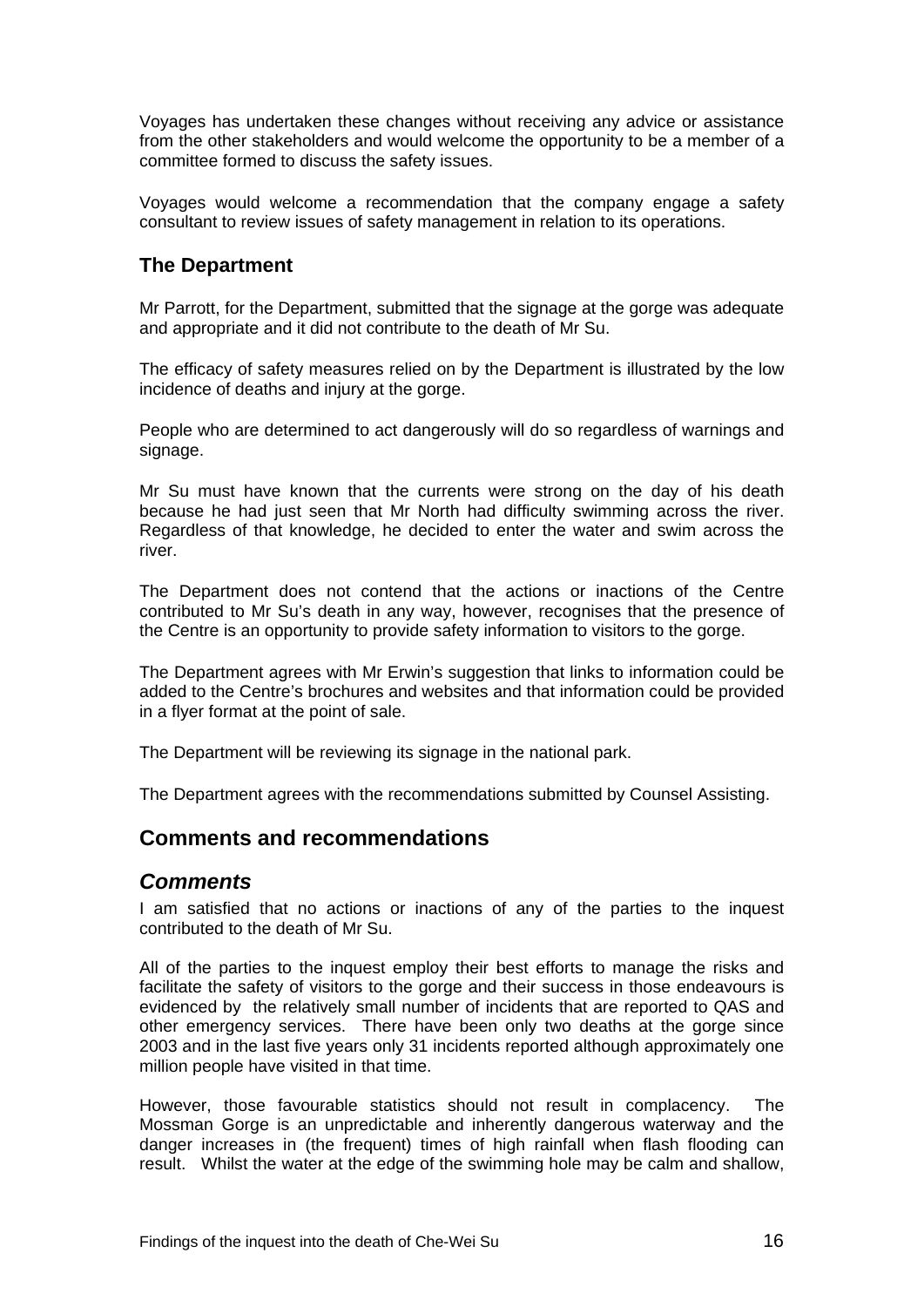Voyages has undertaken these changes without receiving any advice or assistance from the other stakeholders and would welcome the opportunity to be a member of a committee formed to discuss the safety issues.

Voyages would welcome a recommendation that the company engage a safety consultant to review issues of safety management in relation to its operations.

### The Department

Mr Parrott, for the Department, submitted that the signage at the gorge was adequate and appropriate and it did not contribute to the death of Mr Su.

The efficacy of safety measures relied on by the Department is illustrated by the low incidence of deaths and injury at the gorge.

People who are determined to act dangerously will do so regardless of warnings and signage.

Mr Su must have known that the currents were strong on the day of his death because he had just seen that Mr North had difficulty swimming across the river. Regardless of that knowledge, he decided to enter the water and swim across the river.

The Department does not contend that the actions or inactions of the Centre contributed to Mr Su's death in any way, however, recognises that the presence of the Centre is an opportunity to provide safety information to visitors to the gorge.

The Department agrees with Mr Erwin's suggestion that links to information could be added to the Centre's brochures and websites and that information could be provided in a flyer format at the point of sale.

The Department will be reviewing its signage in the national park.

The Department agrees with the recommendations submitted by Counsel Assisting.

## Comments and recommendations

### *Comments*

I am satisfied that no actions or inactions of any of the parties to the inquest contributed to the death of Mr Su.

All of the parties to the inquest employ their best efforts to manage the risks and facilitate the safety of visitors to the gorge and their success in those endeavours is evidenced by the relatively small number of incidents that are reported to QAS and other emergency services. There have been only two deaths at the gorge since 2003 and in the last five years only 31 incidents reported although approximately one million people have visited in that time.

However, those favourable statistics should not result in complacency. The Mossman Gorge is an unpredictable and inherently dangerous waterway and the danger increases in (the frequent) times of high rainfall when flash flooding can result. Whilst the water at the edge of the swimming hole may be calm and shallow,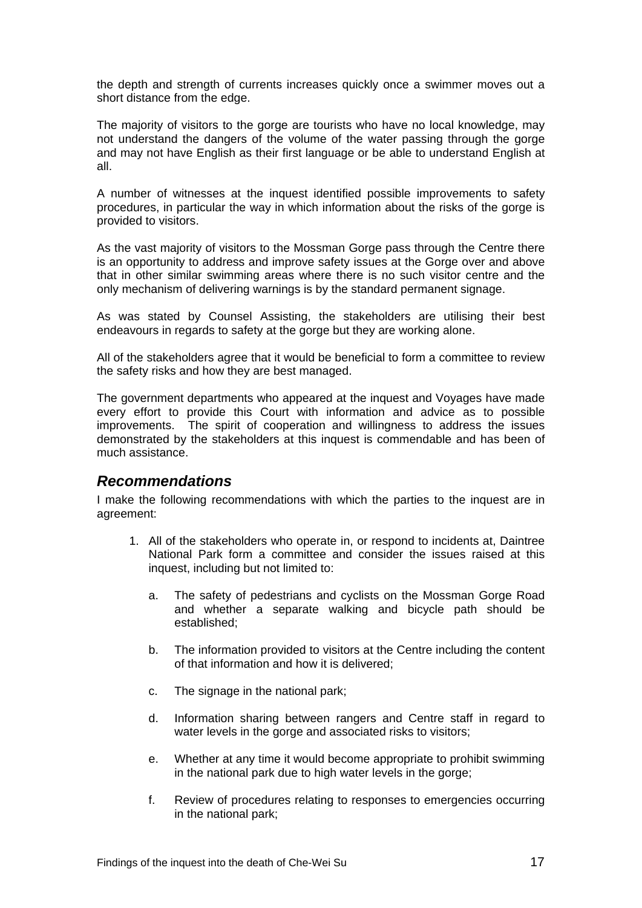the depth and strength of currents increases quickly once a swimmer moves out a short distance from the edge.

The majority of visitors to the gorge are tourists who have no local knowledge, may not understand the dangers of the volume of the water passing through the gorge and may not have English as their first language or be able to understand English at all.

A number of witnesses at the inquest identified possible improvements to safety procedures, in particular the way in which information about the risks of the gorge is provided to visitors.

As the vast majority of visitors to the Mossman Gorge pass through the Centre there is an opportunity to address and improve safety issues at the Gorge over and above that in other similar swimming areas where there is no such visitor centre and the only mechanism of delivering warnings is by the standard permanent signage.

As was stated by Counsel Assisting, the stakeholders are utilising their best endeavours in regards to safety at the gorge but they are working alone.

All of the stakeholders agree that it would be beneficial to form a committee to review the safety risks and how they are best managed.

The government departments who appeared at the inquest and Voyages have made every effort to provide this Court with information and advice as to possible improvements. The spirit of cooperation and willingness to address the issues demonstrated by the stakeholders at this inquest is commendable and has been of much assistance.

## *Recommendations*

I make the following recommendations with which the parties to the inquest are in agreement:

1. All of the stakeholders who operate in, or respond to incidents at, Daintree National Park form a committee and consider the issues raised at this inquest, including but not limited to:

    a. The safety of pedestrians and cyclists on the Mossman Gorge Road and whether a separate walking and bicycle path should be established;

    b. The information provided to visitors at the Centre including the content of that information and how it is delivered;

    c. The signage in the national park;

    d. Information sharing between rangers and Centre staff in regard to water levels in the gorge and associated risks to visitors;

    e. Whether at any time it would become appropriate to prohibit swimming in the national park due to high water levels in the gorge;

    f. Review of procedures relating to responses to emergencies occurring in the national park;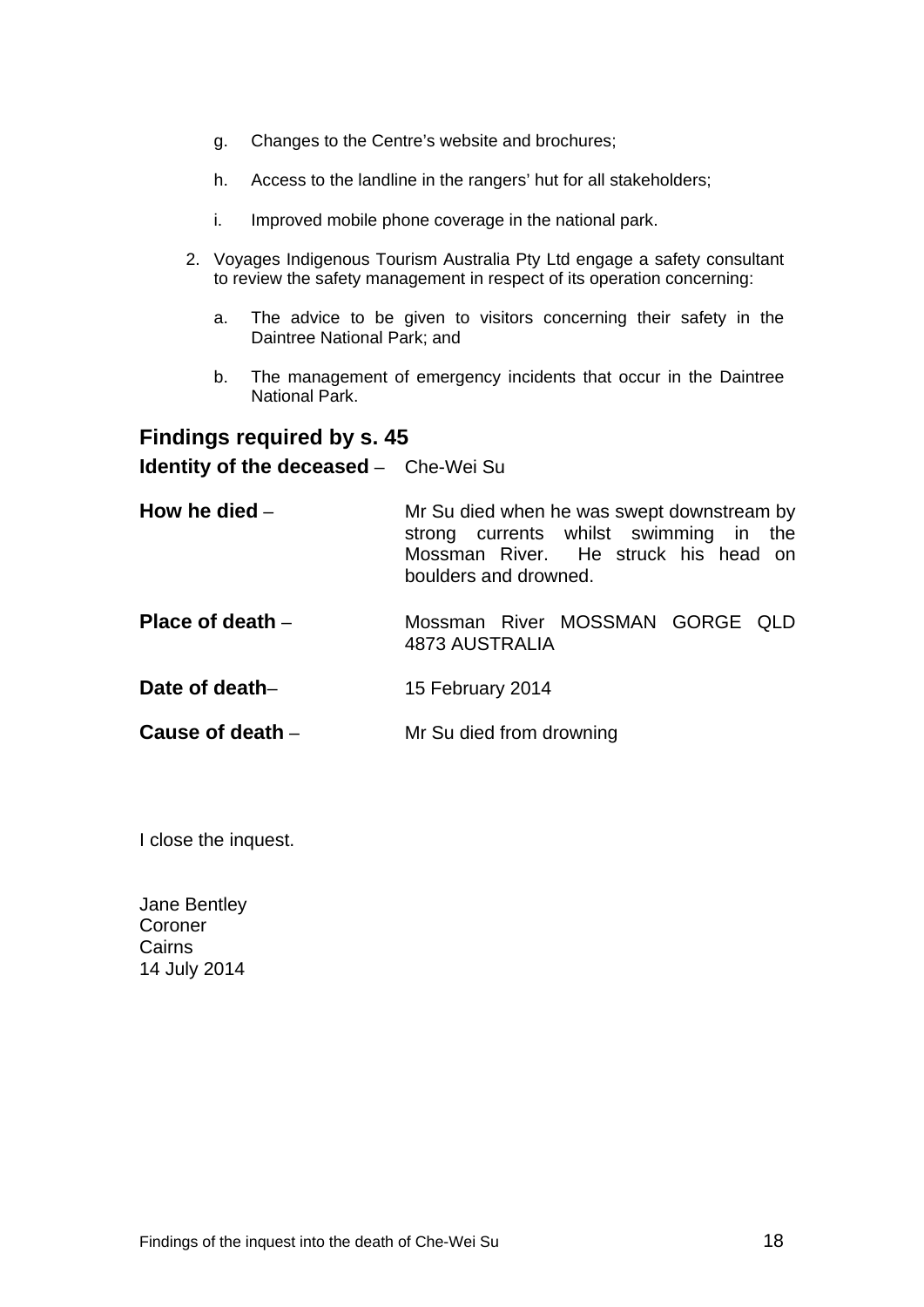g. Changes to the Centre's website and brochures;

h. Access to the landline in the rangers' hut for all stakeholders;

i. Improved mobile phone coverage in the national park.

2. Voyages Indigenous Tourism Australia Pty Ltd engage a safety consultant to review the safety management in respect of its operation concerning:

    a. The advice to be given to visitors concerning their safety in the Daintree National Park; and

    b. The management of emergency incidents that occur in the Daintree National Park.

## Findings required by s. 45

**Identity of the deceased** – Che-Wei Su

**How he died** – Mr Su died when he was swept downstream by strong currents whilst swimming in the Mossman River. He struck his head on boulders and drowned.

**Place of death** – Mossman River MOSSMAN GORGE QLD 4873 AUSTRALIA

**Date of death**– 15 February 2014

**Cause of death** – Mr Su died from drowning

I close the inquest.

Jane Bentley
Coroner
Cairns
14 July 2014